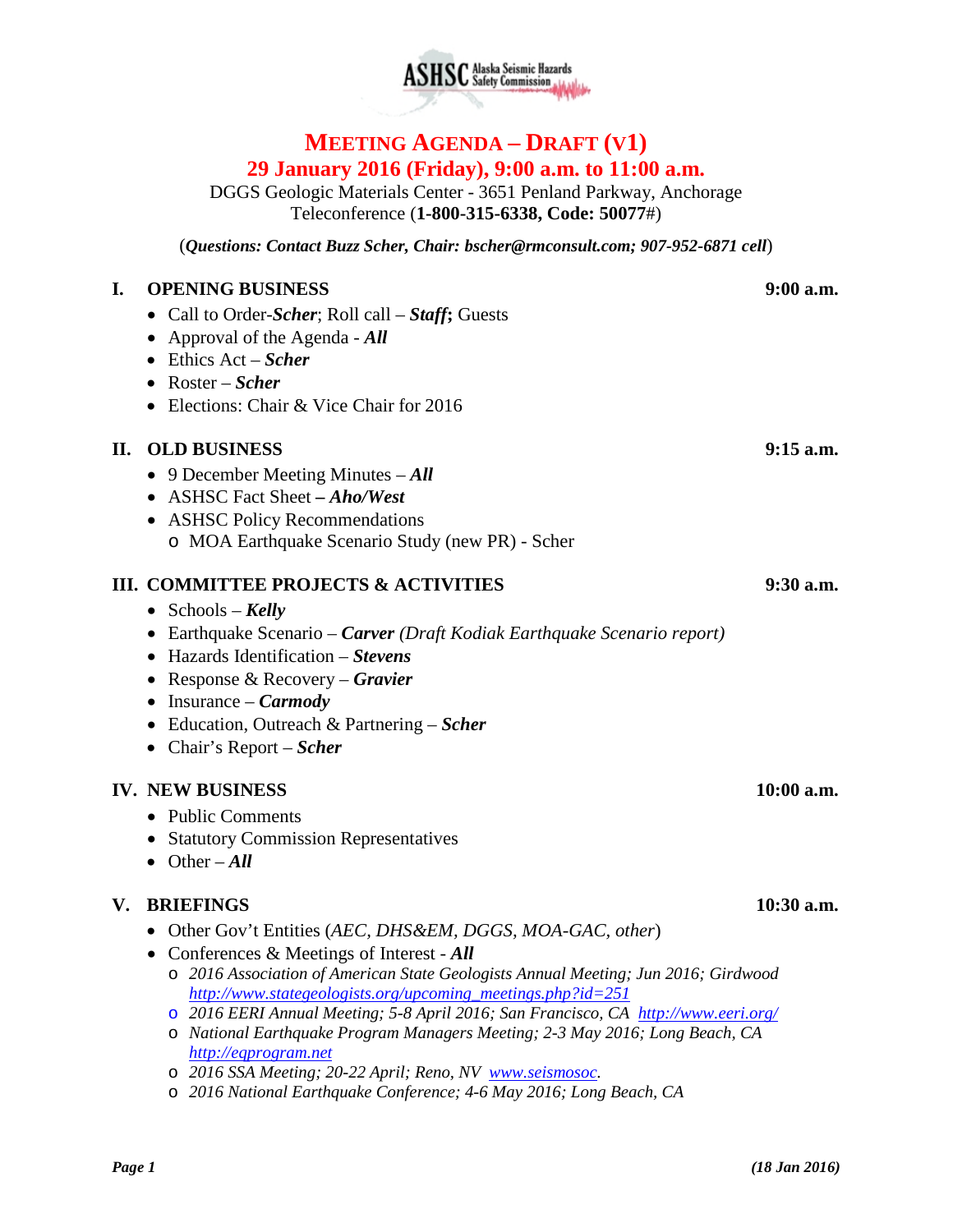ASHSC Alaska Seismic Hazards Safety Commission

# MEETING AGENDA – DRAFT (V1)

## 29 January 2016 (Friday), 9:00 a.m. to 11:00 a.m.

DGGS Geologic Materials Center - 3651 Penland Parkway, Anchorage
Teleconference (**1-800-315-6338, Code: 50077**#)

(***Questions: Contact Buzz Scher, Chair: bscher@rmconsult.com; 907-952-6871 cell***)

### I. OPENING BUSINESS — 9:00 a.m.

- Call to Order-***Scher***; Roll call – ***Staff*; **Guests
- Approval of the Agenda - ***All***
- Ethics Act – ***Scher***
- Roster – ***Scher***
- Elections: Chair & Vice Chair for 2016

### II. OLD BUSINESS — 9:15 a.m.

- 9 December Meeting Minutes – ***All***
- ASHSC Fact Sheet **–** ***Aho/West***
- ASHSC Policy Recommendations
    - MOA Earthquake Scenario Study (new PR) - Scher

### III. COMMITTEE PROJECTS & ACTIVITIES — 9:30 a.m.

- Schools – ***Kelly***
- Earthquake Scenario – ***Carver*** *(Draft Kodiak Earthquake Scenario report)*
- Hazards Identification – ***Stevens***
- Response & Recovery – ***Gravier***
- Insurance – ***Carmody***
- Education, Outreach & Partnering – ***Scher***
- Chair's Report – ***Scher***

### IV. NEW BUSINESS — 10:00 a.m.

- Public Comments
- Statutory Commission Representatives
- Other – ***All***

### V. BRIEFINGS — 10:30 a.m.

- Other Gov't Entities (*AEC, DHS&EM, DGGS, MOA-GAC, other*)
- Conferences & Meetings of Interest - ***All***
    - *2016 Association of American State Geologists Annual Meeting; Jun 2016; Girdwood* *http://www.stategeologists.org/upcoming_meetings.php?id=251*
    - *2016 EERI Annual Meeting; 5-8 April 2016; San Francisco, CA* *http://www.eeri.org/*
    - *National Earthquake Program Managers Meeting; 2-3 May 2016; Long Beach, CA* *http://eqprogram.net*
    - *2016 SSA Meeting; 20-22 April; Reno, NV* *www.seismosoc.*
    - *2016 National Earthquake Conference; 4-6 May 2016; Long Beach, CA*

***(18 Jan 2016)***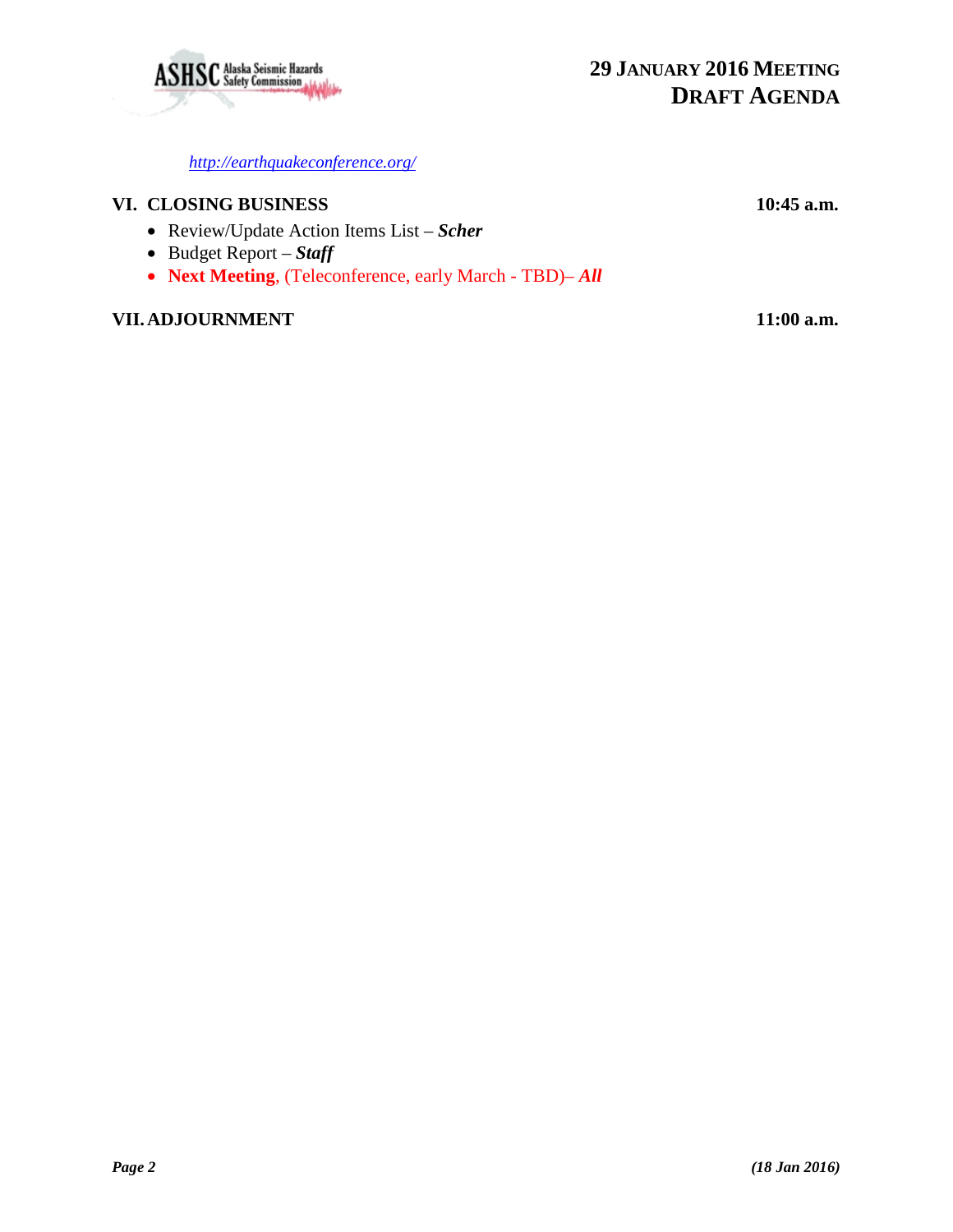*http://earthquakeconference.org/*

## VI. CLOSING BUSINESS 10:45 a.m.

- Review/Update Action Items List – ***Scher***
- Budget Report – ***Staff***
- **Next Meeting**, (Teleconference, early March - TBD)– ***All***

## VII. ADJOURNMENT 11:00 a.m.